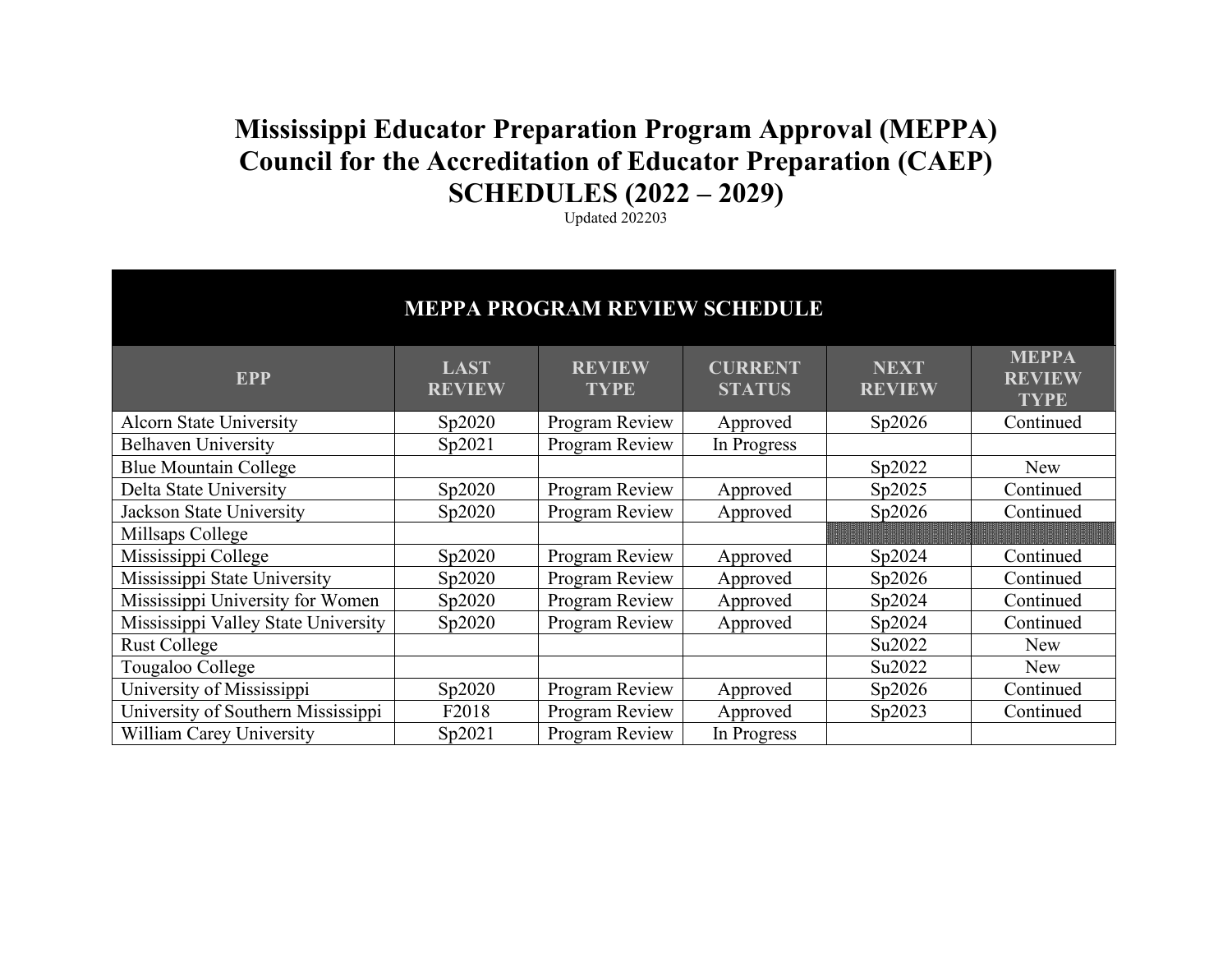# Mississippi Educator Preparation Program Approval (MEPPA)
# Council for the Accreditation of Educator Preparation (CAEP)
# SCHEDULES (2022 – 2029)

Updated 202203

| MEPPA PROGRAM REVIEW SCHEDULE | | | | | |
|---|---|---|---|---|---|
| **EPP** | **LAST REVIEW** | **REVIEW TYPE** | **CURRENT STATUS** | **NEXT REVIEW** | **MEPPA REVIEW TYPE** |
| Alcorn State University | Sp2020 | Program Review | Approved | Sp2026 | Continued |
| Belhaven University | Sp2021 | Program Review | In Progress | | |
| Blue Mountain College | | | | Sp2022 | New |
| Delta State University | Sp2020 | Program Review | Approved | Sp2025 | Continued |
| Jackson State University | Sp2020 | Program Review | Approved | Sp2026 | Continued |
| Millsaps College | | | | | |
| Mississippi College | Sp2020 | Program Review | Approved | Sp2024 | Continued |
| Mississippi State University | Sp2020 | Program Review | Approved | Sp2026 | Continued |
| Mississippi University for Women | Sp2020 | Program Review | Approved | Sp2024 | Continued |
| Mississippi Valley State University | Sp2020 | Program Review | Approved | Sp2024 | Continued |
| Rust College | | | | Su2022 | New |
| Tougaloo College | | | | Su2022 | New |
| University of Mississippi | Sp2020 | Program Review | Approved | Sp2026 | Continued |
| University of Southern Mississippi | F2018 | Program Review | Approved | Sp2023 | Continued |
| William Carey University | Sp2021 | Program Review | In Progress | | |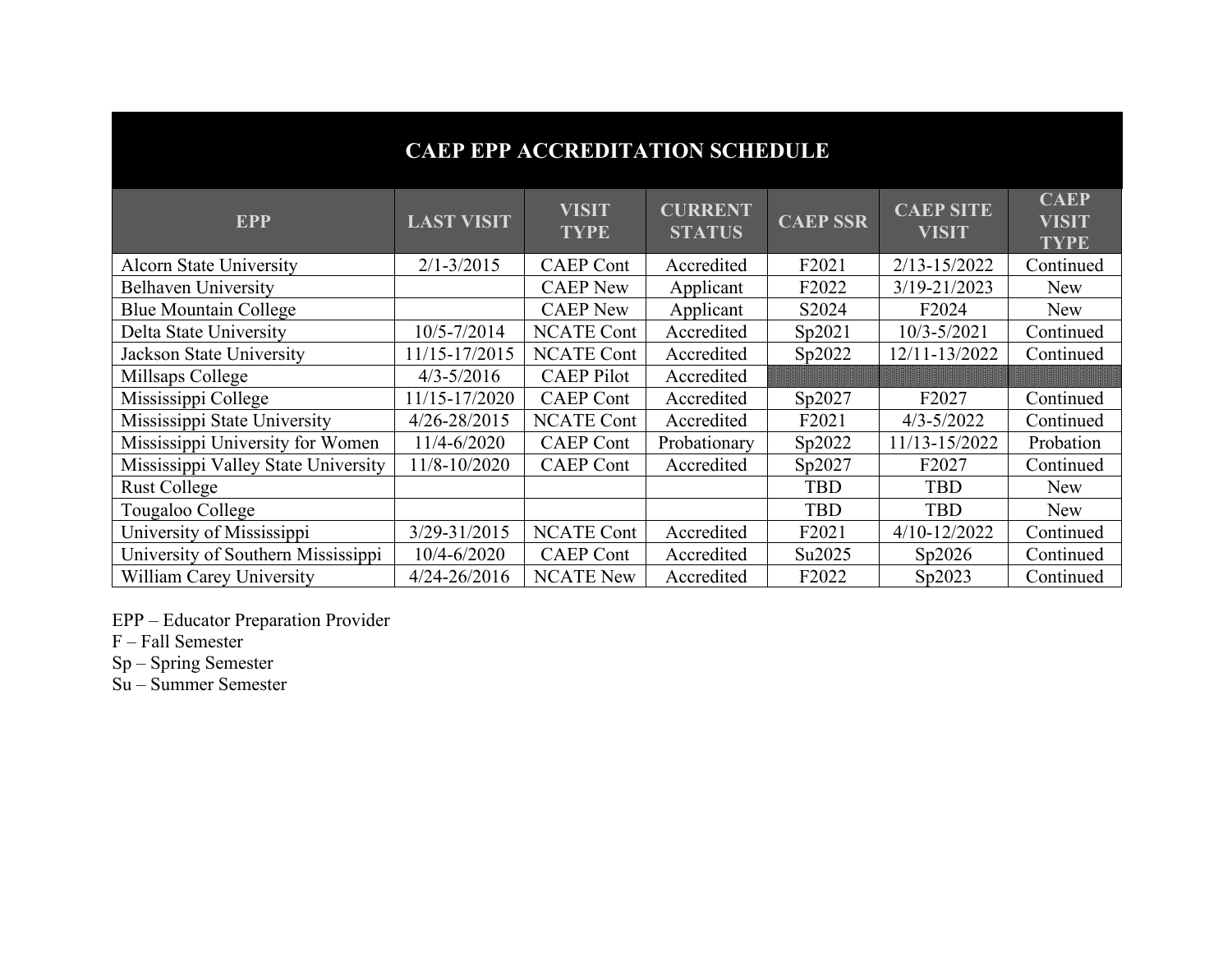# CAEP EPP ACCREDITATION SCHEDULE

| EPP | LAST VISIT | VISIT TYPE | CURRENT STATUS | CAEP SSR | CAEP SITE VISIT | CAEP VISIT TYPE |
|---|---|---|---|---|---|---|
| Alcorn State University | 2/1-3/2015 | CAEP Cont | Accredited | F2021 | 2/13-15/2022 | Continued |
| Belhaven University | | CAEP New | Applicant | F2022 | 3/19-21/2023 | New |
| Blue Mountain College | | CAEP New | Applicant | S2024 | F2024 | New |
| Delta State University | 10/5-7/2014 | NCATE Cont | Accredited | Sp2021 | 10/3-5/2021 | Continued |
| Jackson State University | 11/15-17/2015 | NCATE Cont | Accredited | Sp2022 | 12/11-13/2022 | Continued |
| Millsaps College | 4/3-5/2016 | CAEP Pilot | Accredited | | | |
| Mississippi College | 11/15-17/2020 | CAEP Cont | Accredited | Sp2027 | F2027 | Continued |
| Mississippi State University | 4/26-28/2015 | NCATE Cont | Accredited | F2021 | 4/3-5/2022 | Continued |
| Mississippi University for Women | 11/4-6/2020 | CAEP Cont | Probationary | Sp2022 | 11/13-15/2022 | Probation |
| Mississippi Valley State University | 11/8-10/2020 | CAEP Cont | Accredited | Sp2027 | F2027 | Continued |
| Rust College | | | | TBD | TBD | New |
| Tougaloo College | | | | TBD | TBD | New |
| University of Mississippi | 3/29-31/2015 | NCATE Cont | Accredited | F2021 | 4/10-12/2022 | Continued |
| University of Southern Mississippi | 10/4-6/2020 | CAEP Cont | Accredited | Su2025 | Sp2026 | Continued |
| William Carey University | 4/24-26/2016 | NCATE New | Accredited | F2022 | Sp2023 | Continued |

EPP – Educator Preparation Provider
F – Fall Semester
Sp – Spring Semester
Su – Summer Semester